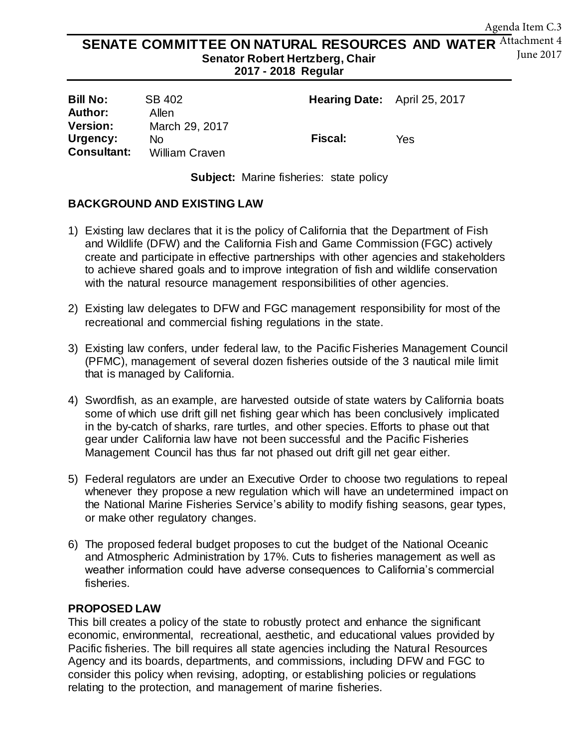Agenda Item C.3
Attachment 4
June 2017

# SENATE COMMITTEE ON NATURAL RESOURCES AND WATER

**Senator Robert Hertzberg, Chair**
**2017 - 2018 Regular**

| | | | |
|---|---|---|---|
| **Bill No:** | SB 402 | **Hearing Date:** | April 25, 2017 |
| **Author:** | Allen | | |
| **Version:** | March 29, 2017 | | |
| **Urgency:** | No | **Fiscal:** | Yes |
| **Consultant:** | William Craven | | |

**Subject:** Marine fisheries: state policy

## BACKGROUND AND EXISTING LAW

1) Existing law declares that it is the policy of California that the Department of Fish and Wildlife (DFW) and the California Fish and Game Commission (FGC) actively create and participate in effective partnerships with other agencies and stakeholders to achieve shared goals and to improve integration of fish and wildlife conservation with the natural resource management responsibilities of other agencies.

2) Existing law delegates to DFW and FGC management responsibility for most of the recreational and commercial fishing regulations in the state.

3) Existing law confers, under federal law, to the Pacific Fisheries Management Council (PFMC), management of several dozen fisheries outside of the 3 nautical mile limit that is managed by California.

4) Swordfish, as an example, are harvested outside of state waters by California boats some of which use drift gill net fishing gear which has been conclusively implicated in the by-catch of sharks, rare turtles, and other species. Efforts to phase out that gear under California law have not been successful and the Pacific Fisheries Management Council has thus far not phased out drift gill net gear either.

5) Federal regulators are under an Executive Order to choose two regulations to repeal whenever they propose a new regulation which will have an undetermined impact on the National Marine Fisheries Service's ability to modify fishing seasons, gear types, or make other regulatory changes.

6) The proposed federal budget proposes to cut the budget of the National Oceanic and Atmospheric Administration by 17%. Cuts to fisheries management as well as weather information could have adverse consequences to California's commercial fisheries.

## PROPOSED LAW

This bill creates a policy of the state to robustly protect and enhance the significant economic, environmental, recreational, aesthetic, and educational values provided by Pacific fisheries. The bill requires all state agencies including the Natural Resources Agency and its boards, departments, and commissions, including DFW and FGC to consider this policy when revising, adopting, or establishing policies or regulations relating to the protection, and management of marine fisheries.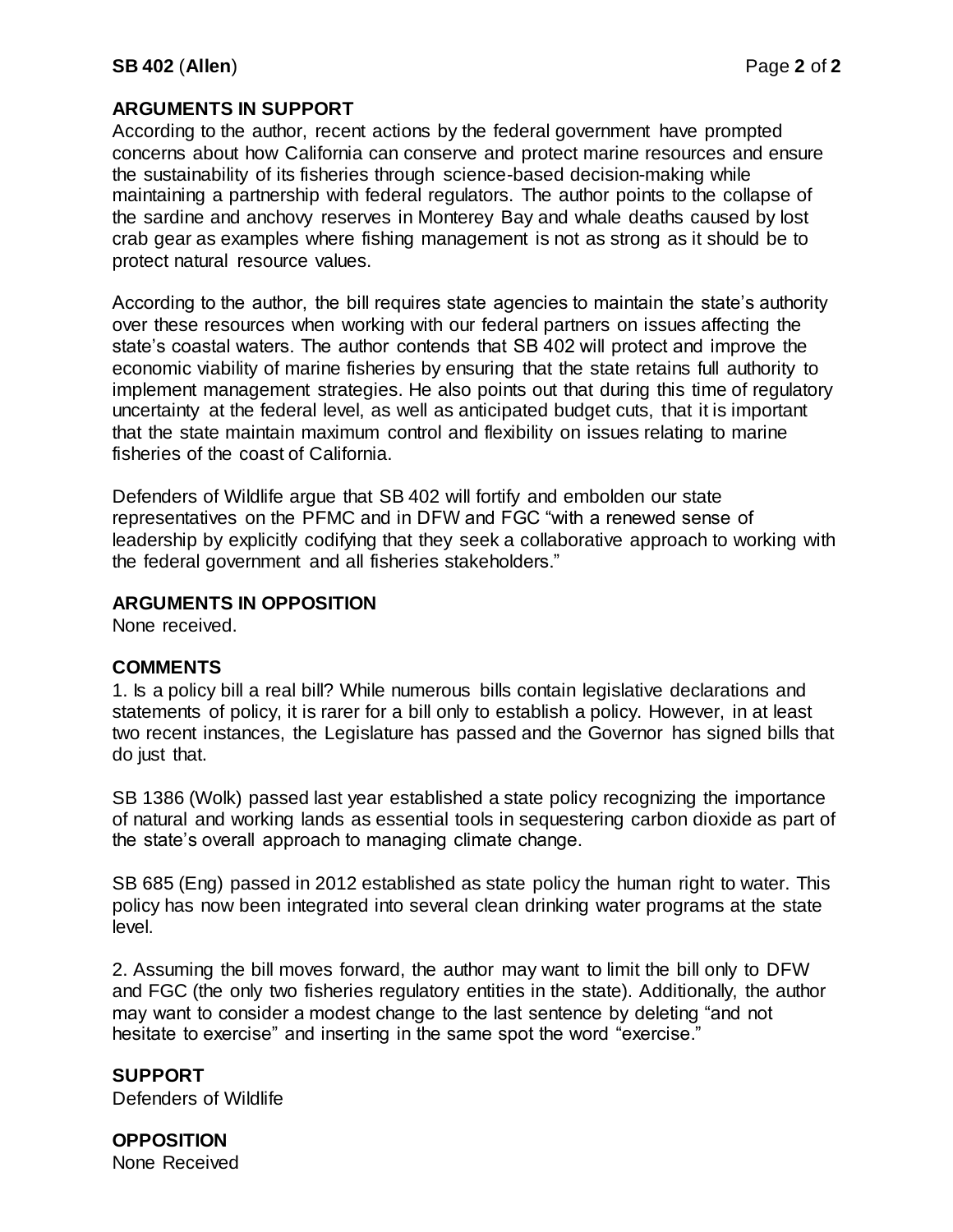## ARGUMENTS IN SUPPORT

According to the author, recent actions by the federal government have prompted concerns about how California can conserve and protect marine resources and ensure the sustainability of its fisheries through science-based decision-making while maintaining a partnership with federal regulators. The author points to the collapse of the sardine and anchovy reserves in Monterey Bay and whale deaths caused by lost crab gear as examples where fishing management is not as strong as it should be to protect natural resource values.

According to the author, the bill requires state agencies to maintain the state's authority over these resources when working with our federal partners on issues affecting the state's coastal waters. The author contends that SB 402 will protect and improve the economic viability of marine fisheries by ensuring that the state retains full authority to implement management strategies. He also points out that during this time of regulatory uncertainty at the federal level, as well as anticipated budget cuts, that it is important that the state maintain maximum control and flexibility on issues relating to marine fisheries of the coast of California.

Defenders of Wildlife argue that SB 402 will fortify and embolden our state representatives on the PFMC and in DFW and FGC "with a renewed sense of leadership by explicitly codifying that they seek a collaborative approach to working with the federal government and all fisheries stakeholders."

## ARGUMENTS IN OPPOSITION

None received.

## COMMENTS

1. Is a policy bill a real bill? While numerous bills contain legislative declarations and statements of policy, it is rarer for a bill only to establish a policy. However, in at least two recent instances, the Legislature has passed and the Governor has signed bills that do just that.

SB 1386 (Wolk) passed last year established a state policy recognizing the importance of natural and working lands as essential tools in sequestering carbon dioxide as part of the state's overall approach to managing climate change.

SB 685 (Eng) passed in 2012 established as state policy the human right to water. This policy has now been integrated into several clean drinking water programs at the state level.

2. Assuming the bill moves forward, the author may want to limit the bill only to DFW and FGC (the only two fisheries regulatory entities in the state). Additionally, the author may want to consider a modest change to the last sentence by deleting "and not hesitate to exercise" and inserting in the same spot the word "exercise."

## SUPPORT

Defenders of Wildlife

## OPPOSITION

None Received